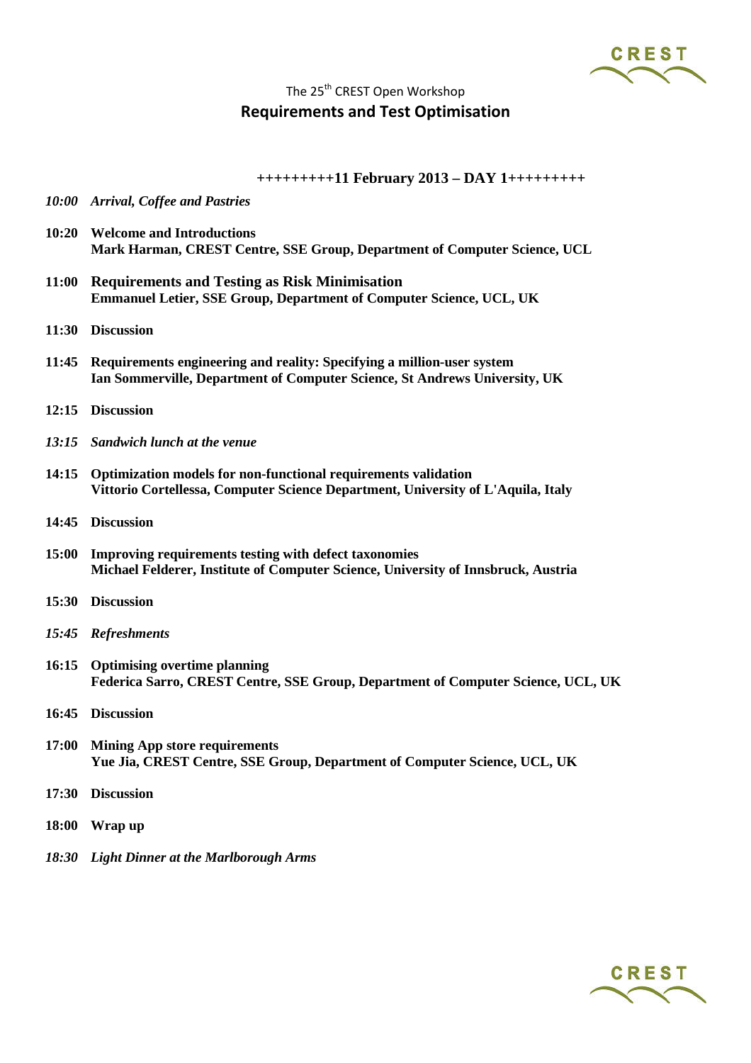The 25th CREST Open Workshop

# Requirements and Test Optimisation

**+++++++++11 February 2013 – DAY 1+++++++++**

***10:00 Arrival, Coffee and Pastries***

**10:20 Welcome and Introductions**
**Mark Harman, CREST Centre, SSE Group, Department of Computer Science, UCL**

**11:00 Requirements and Testing as Risk Minimisation**
**Emmanuel Letier, SSE Group, Department of Computer Science, UCL, UK**

**11:30 Discussion**

**11:45 Requirements engineering and reality: Specifying a million-user system**
**Ian Sommerville, Department of Computer Science, St Andrews University, UK**

**12:15 Discussion**

***13:15 Sandwich lunch at the venue***

**14:15 Optimization models for non-functional requirements validation**
**Vittorio Cortellessa, Computer Science Department, University of L'Aquila, Italy**

**14:45 Discussion**

**15:00 Improving requirements testing with defect taxonomies**
**Michael Felderer, Institute of Computer Science, University of Innsbruck, Austria**

**15:30 Discussion**

***15:45 Refreshments***

**16:15 Optimising overtime planning**
**Federica Sarro, CREST Centre, SSE Group, Department of Computer Science, UCL, UK**

**16:45 Discussion**

**17:00 Mining App store requirements**
**Yue Jia, CREST Centre, SSE Group, Department of Computer Science, UCL, UK**

**17:30 Discussion**

**18:00 Wrap up**

***18:30 Light Dinner at the Marlborough Arms***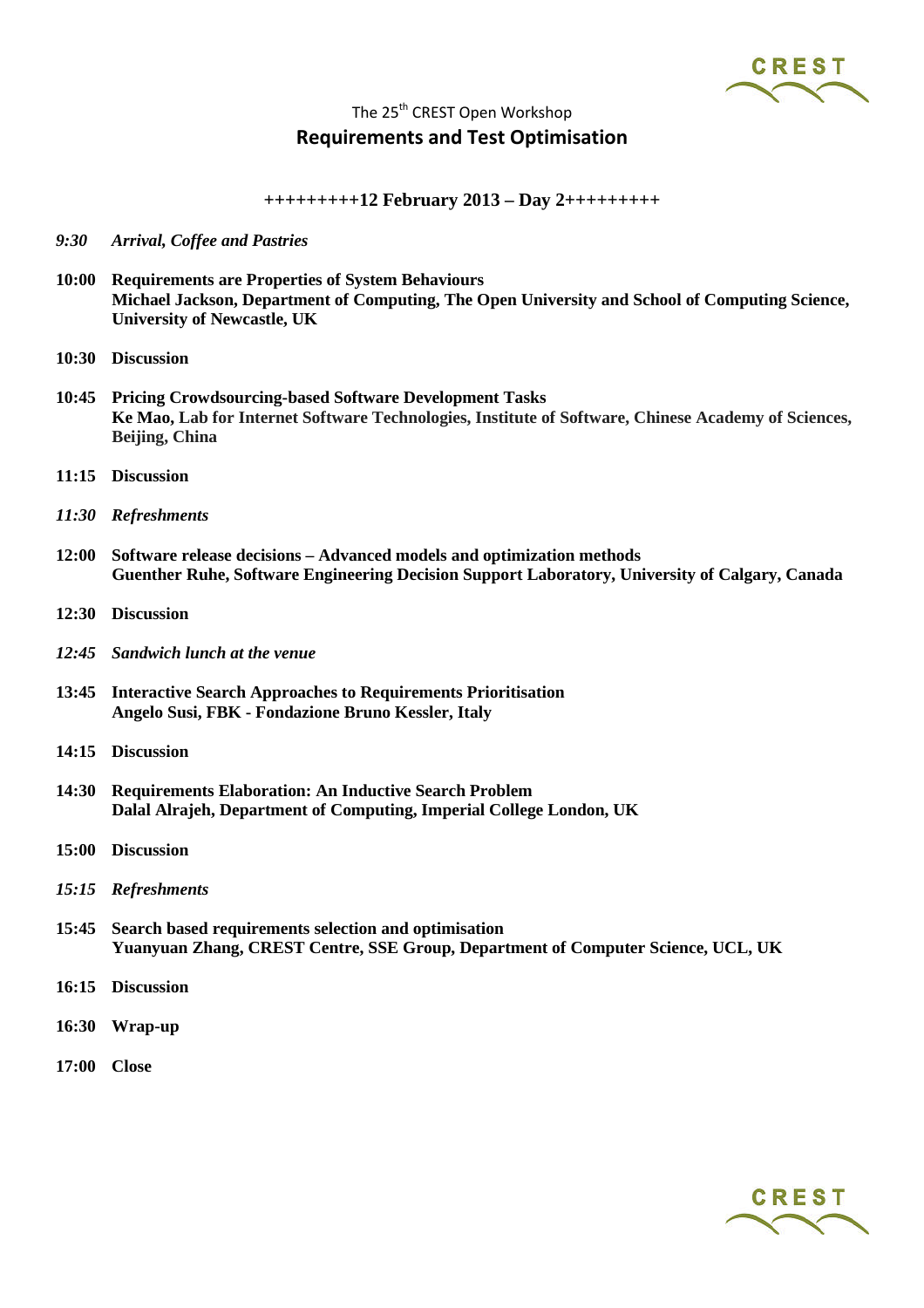The 25th CREST Open Workshop

## Requirements and Test Optimisation

**+++++++++12 February 2013 – Day 2+++++++++**

***9:30 Arrival, Coffee and Pastries***

**10:00 Requirements are Properties of System Behaviours**
**Michael Jackson, Department of Computing, The Open University and School of Computing Science, University of Newcastle, UK**

**10:30 Discussion**

**10:45 Pricing Crowdsourcing-based Software Development Tasks**
**Ke Mao, Lab for Internet Software Technologies, Institute of Software, Chinese Academy of Sciences, Beijing, China**

**11:15 Discussion**

***11:30 Refreshments***

**12:00 Software release decisions – Advanced models and optimization methods**
**Guenther Ruhe, Software Engineering Decision Support Laboratory, University of Calgary, Canada**

**12:30 Discussion**

***12:45 Sandwich lunch at the venue***

**13:45 Interactive Search Approaches to Requirements Prioritisation**
**Angelo Susi, FBK - Fondazione Bruno Kessler, Italy**

**14:15 Discussion**

**14:30 Requirements Elaboration: An Inductive Search Problem**
**Dalal Alrajeh, Department of Computing, Imperial College London, UK**

**15:00 Discussion**

***15:15 Refreshments***

**15:45 Search based requirements selection and optimisation**
**Yuanyuan Zhang, CREST Centre, SSE Group, Department of Computer Science, UCL, UK**

**16:15 Discussion**

**16:30 Wrap-up**

**17:00 Close**